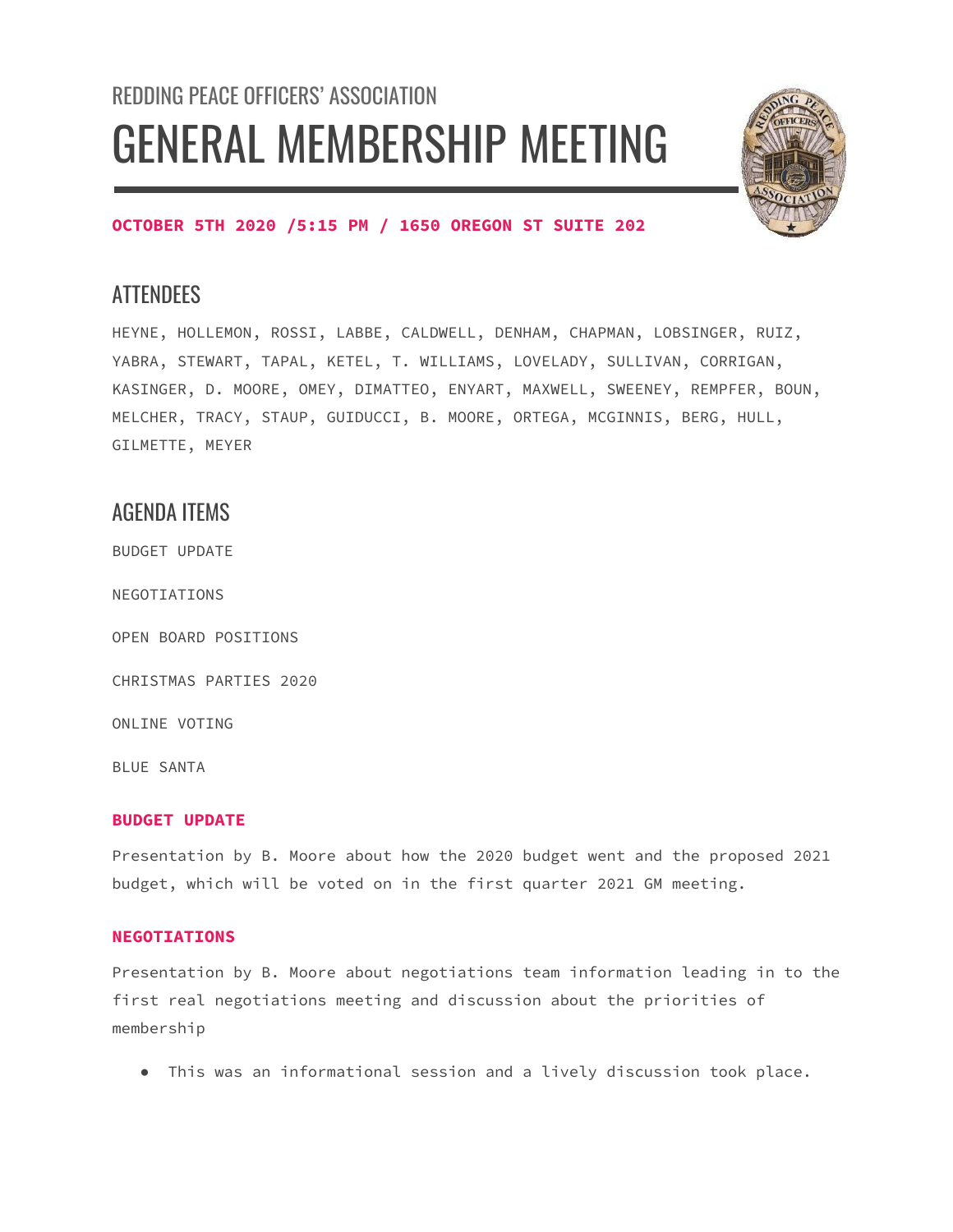REDDING PEACE OFFICERS' ASSOCIATION

# GENERAL MEMBERSHIP MEETING

**OCTOBER 5TH 2020 /5:15 PM / 1650 OREGON ST SUITE 202**

## ATTENDEES

HEYNE, HOLLEMON, ROSSI, LABBE, CALDWELL, DENHAM, CHAPMAN, LOBSINGER, RUIZ, YABRA, STEWART, TAPAL, KETEL, T. WILLIAMS, LOVELADY, SULLIVAN, CORRIGAN, KASINGER, D. MOORE, OMEY, DIMATTEO, ENYART, MAXWELL, SWEENEY, REMPFER, BOUN, MELCHER, TRACY, STAUP, GUIDUCCI, B. MOORE, ORTEGA, MCGINNIS, BERG, HULL, GILMETTE, MEYER

## AGENDA ITEMS

BUDGET UPDATE

NEGOTIATIONS

OPEN BOARD POSITIONS

CHRISTMAS PARTIES 2020

ONLINE VOTING

BLUE SANTA

### BUDGET UPDATE

Presentation by B. Moore about how the 2020 budget went and the proposed 2021 budget, which will be voted on in the first quarter 2021 GM meeting.

### NEGOTIATIONS

Presentation by B. Moore about negotiations team information leading in to the first real negotiations meeting and discussion about the priorities of membership

- This was an informational session and a lively discussion took place.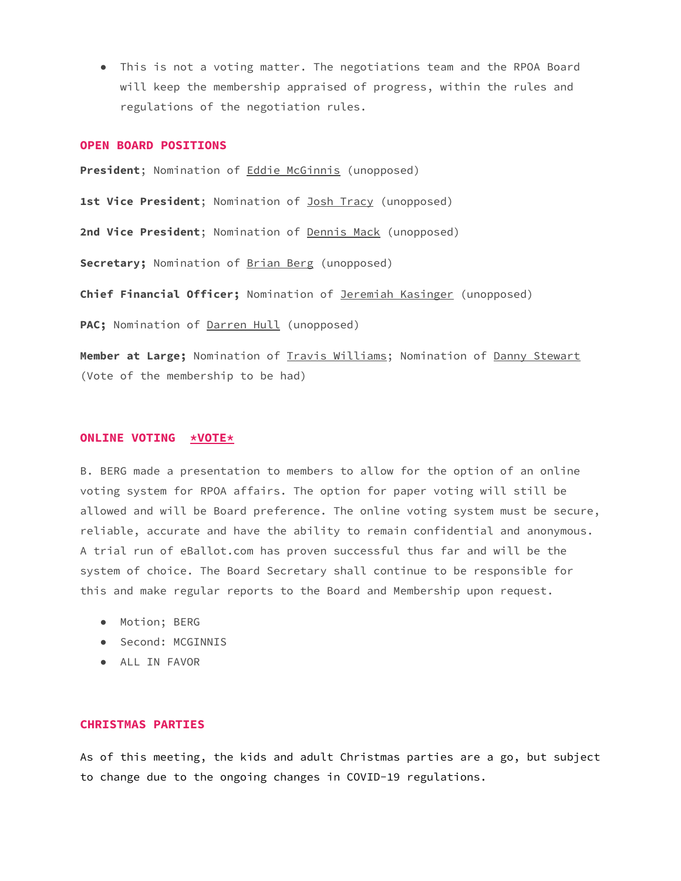- This is not a voting matter. The negotiations team and the RPOA Board will keep the membership appraised of progress, within the rules and regulations of the negotiation rules.

## OPEN BOARD POSITIONS

**President**; Nomination of Eddie McGinnis (unopposed)

**1st Vice President**; Nomination of Josh Tracy (unopposed)

**2nd Vice President**; Nomination of Dennis Mack (unopposed)

**Secretary;** Nomination of Brian Berg (unopposed)

**Chief Financial Officer;** Nomination of Jeremiah Kasinger (unopposed)

**PAC;** Nomination of Darren Hull (unopposed)

**Member at Large;** Nomination of Travis Williams; Nomination of Danny Stewart (Vote of the membership to be had)

## ONLINE VOTING *VOTE*

B. BERG made a presentation to members to allow for the option of an online voting system for RPOA affairs. The option for paper voting will still be allowed and will be Board preference. The online voting system must be secure, reliable, accurate and have the ability to remain confidential and anonymous. A trial run of eBallot.com has proven successful thus far and will be the system of choice. The Board Secretary shall continue to be responsible for this and make regular reports to the Board and Membership upon request.

- Motion; BERG
- Second: MCGINNIS
- ALL IN FAVOR

## CHRISTMAS PARTIES

As of this meeting, the kids and adult Christmas parties are a go, but subject to change due to the ongoing changes in COVID-19 regulations.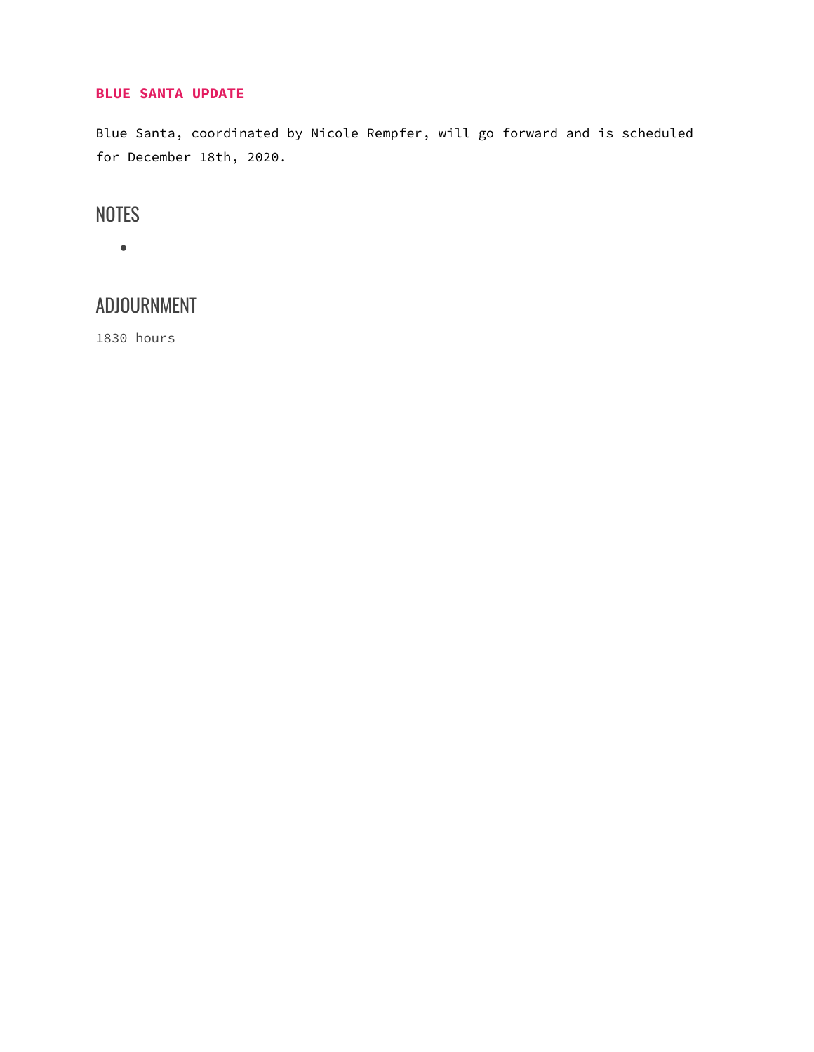### BLUE SANTA UPDATE

Blue Santa, coordinated by Nicole Rempfer, will go forward and is scheduled for December 18th, 2020.

## NOTES

- 

## ADJOURNMENT

1830 hours